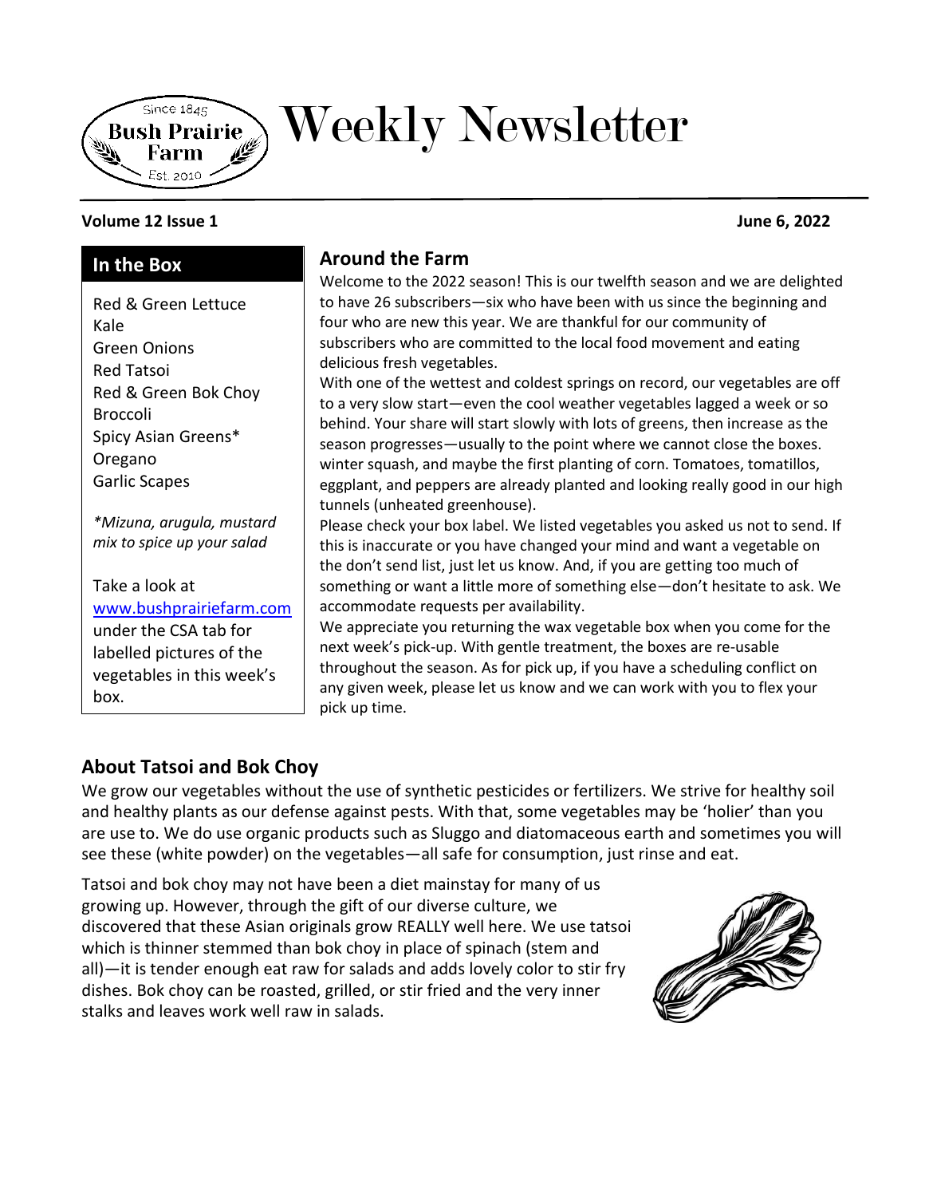Since 1845
**Bush Prairie Farm**
Est. 2010

# Weekly Newsletter

**Volume 12 Issue 1** **June 6, 2022**

## In the Box

Red & Green Lettuce
Kale
Green Onions
Red Tatsoi
Red & Green Bok Choy
Broccoli
Spicy Asian Greens*
Oregano
Garlic Scapes

*\*Mizuna, arugula, mustard mix to spice up your salad*

Take a look at [www.bushprairiefarm.com](http://www.bushprairiefarm.com) under the CSA tab for labelled pictures of the vegetables in this week's box.

## Around the Farm

Welcome to the 2022 season! This is our twelfth season and we are delighted to have 26 subscribers—six who have been with us since the beginning and four who are new this year. We are thankful for our community of subscribers who are committed to the local food movement and eating delicious fresh vegetables.

With one of the wettest and coldest springs on record, our vegetables are off to a very slow start—even the cool weather vegetables lagged a week or so behind. Your share will start slowly with lots of greens, then increase as the season progresses—usually to the point where we cannot close the boxes. winter squash, and maybe the first planting of corn. Tomatoes, tomatillos, eggplant, and peppers are already planted and looking really good in our high tunnels (unheated greenhouse).

Please check your box label. We listed vegetables you asked us not to send. If this is inaccurate or you have changed your mind and want a vegetable on the don't send list, just let us know. And, if you are getting too much of something or want a little more of something else—don't hesitate to ask. We accommodate requests per availability.

We appreciate you returning the wax vegetable box when you come for the next week's pick-up. With gentle treatment, the boxes are re-usable throughout the season. As for pick up, if you have a scheduling conflict on any given week, please let us know and we can work with you to flex your pick up time.

## About Tatsoi and Bok Choy

We grow our vegetables without the use of synthetic pesticides or fertilizers. We strive for healthy soil and healthy plants as our defense against pests. With that, some vegetables may be 'holier' than you are use to. We do use organic products such as Sluggo and diatomaceous earth and sometimes you will see these (white powder) on the vegetables—all safe for consumption, just rinse and eat.

Tatsoi and bok choy may not have been a diet mainstay for many of us growing up. However, through the gift of our diverse culture, we discovered that these Asian originals grow REALLY well here. We use tatsoi which is thinner stemmed than bok choy in place of spinach (stem and all)—it is tender enough eat raw for salads and adds lovely color to stir fry dishes. Bok choy can be roasted, grilled, or stir fried and the very inner stalks and leaves work well raw in salads.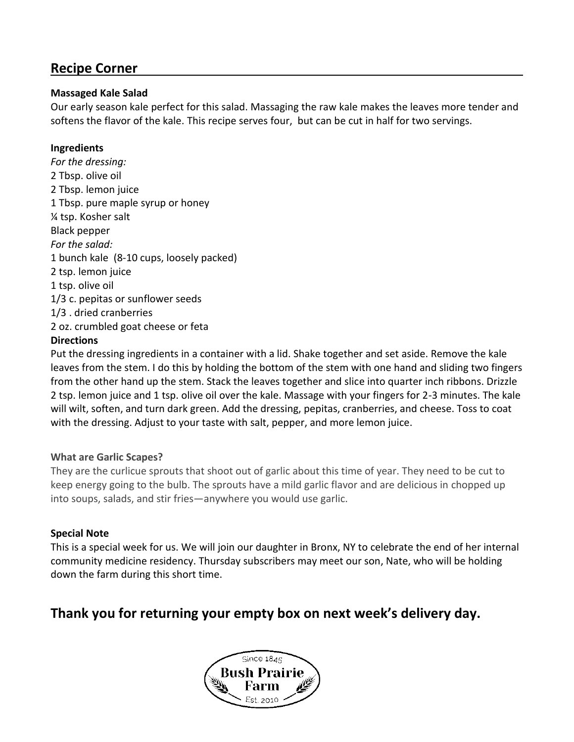## Recipe Corner

**Massaged Kale Salad**

Our early season kale perfect for this salad. Massaging the raw kale makes the leaves more tender and softens the flavor of the kale. This recipe serves four,  but can be cut in half for two servings.

**Ingredients**

*For the dressing:*
2 Tbsp. olive oil
2 Tbsp. lemon juice
1 Tbsp. pure maple syrup or honey
¼ tsp. Kosher salt
Black pepper
*For the salad:*
1 bunch kale  (8-10 cups, loosely packed)
2 tsp. lemon juice
1 tsp. olive oil
1/3 c. pepitas or sunflower seeds
1/3 . dried cranberries
2 oz. crumbled goat cheese or feta

**Directions**

Put the dressing ingredients in a container with a lid. Shake together and set aside. Remove the kale leaves from the stem. I do this by holding the bottom of the stem with one hand and sliding two fingers from the other hand up the stem. Stack the leaves together and slice into quarter inch ribbons. Drizzle 2 tsp. lemon juice and 1 tsp. olive oil over the kale. Massage with your fingers for 2-3 minutes. The kale will wilt, soften, and turn dark green. Add the dressing, pepitas, cranberries, and cheese. Toss to coat with the dressing. Adjust to your taste with salt, pepper, and more lemon juice.

**What are Garlic Scapes?**

They are the curlicue sprouts that shoot out of garlic about this time of year. They need to be cut to keep energy going to the bulb. The sprouts have a mild garlic flavor and are delicious in chopped up into soups, salads, and stir fries—anywhere you would use garlic.

**Special Note**

This is a special week for us. We will join our daughter in Bronx, NY to celebrate the end of her internal community medicine residency. Thursday subscribers may meet our son, Nate, who will be holding down the farm during this short time.

## Thank you for returning your empty box on next week's delivery day.

Since 1845
Bush Prairie Farm
Est. 2010